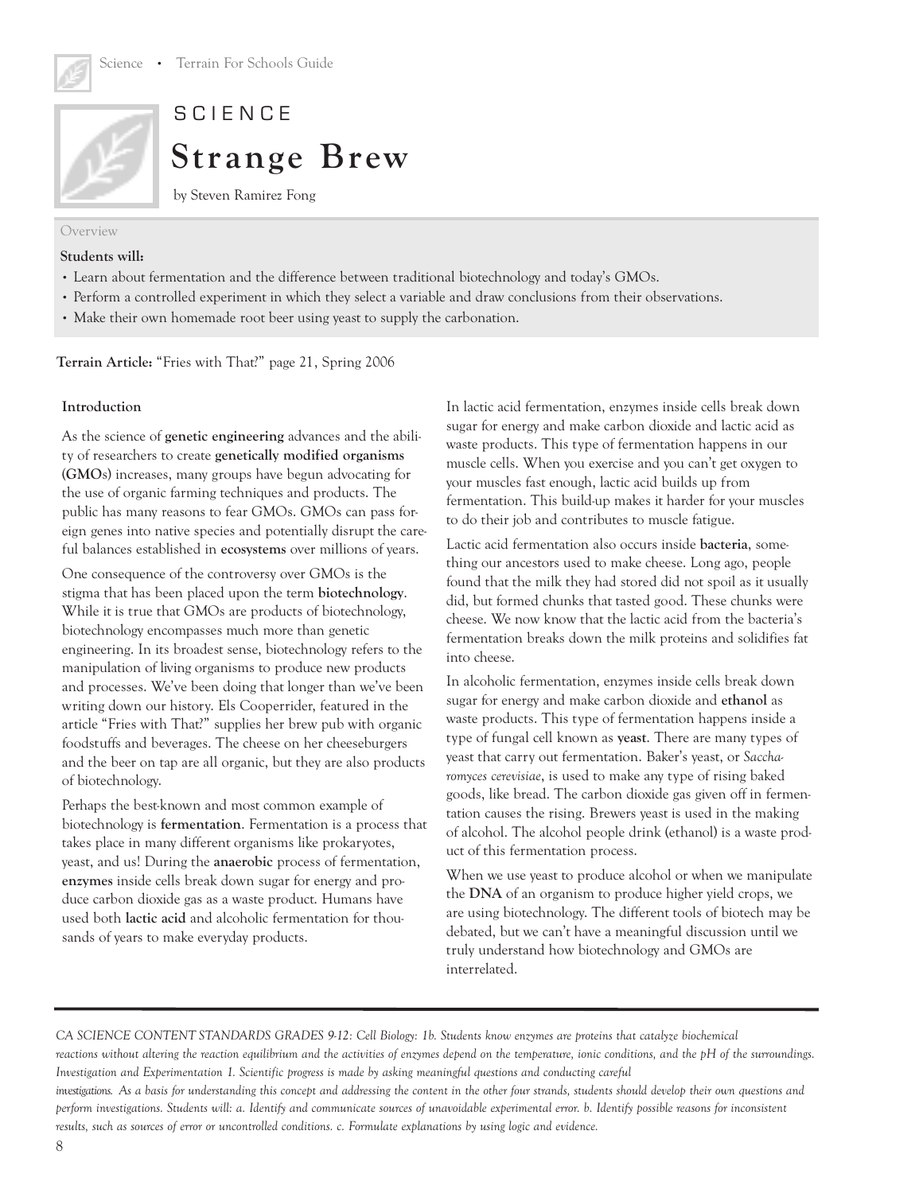SCIENCE

# Strange Brew

by Steven Ramirez Fong

Overview

**Students will:**

- Learn about fermentation and the difference between traditional biotechnology and today's GMOs.
- Perform a controlled experiment in which they select a variable and draw conclusions from their observations.
- Make their own homemade root beer using yeast to supply the carbonation.

**Terrain Article:** "Fries with That?" page 21, Spring 2006

### Introduction

As the science of **genetic engineering** advances and the ability of researchers to create **genetically modified organisms (GMOs)** increases, many groups have begun advocating for the use of organic farming techniques and products. The public has many reasons to fear GMOs. GMOs can pass foreign genes into native species and potentially disrupt the careful balances established in **ecosystems** over millions of years.

One consequence of the controversy over GMOs is the stigma that has been placed upon the term **biotechnology**. While it is true that GMOs are products of biotechnology, biotechnology encompasses much more than genetic engineering. In its broadest sense, biotechnology refers to the manipulation of living organisms to produce new products and processes. We've been doing that longer than we've been writing down our history. Els Cooperrider, featured in the article "Fries with That?" supplies her brew pub with organic foodstuffs and beverages. The cheese on her cheeseburgers and the beer on tap are all organic, but they are also products of biotechnology.

Perhaps the best-known and most common example of biotechnology is **fermentation**. Fermentation is a process that takes place in many different organisms like prokaryotes, yeast, and us! During the **anaerobic** process of fermentation, **enzymes** inside cells break down sugar for energy and produce carbon dioxide gas as a waste product. Humans have used both **lactic acid** and alcoholic fermentation for thousands of years to make everyday products.

In lactic acid fermentation, enzymes inside cells break down sugar for energy and make carbon dioxide and lactic acid as waste products. This type of fermentation happens in our muscle cells. When you exercise and you can't get oxygen to your muscles fast enough, lactic acid builds up from fermentation. This build-up makes it harder for your muscles to do their job and contributes to muscle fatigue.

Lactic acid fermentation also occurs inside **bacteria**, something our ancestors used to make cheese. Long ago, people found that the milk they had stored did not spoil as it usually did, but formed chunks that tasted good. These chunks were cheese. We now know that the lactic acid from the bacteria's fermentation breaks down the milk proteins and solidifies fat into cheese.

In alcoholic fermentation, enzymes inside cells break down sugar for energy and make carbon dioxide and **ethanol** as waste products. This type of fermentation happens inside a type of fungal cell known as **yeast**. There are many types of yeast that carry out fermentation. Baker's yeast, or *Saccharomyces cerevisiae*, is used to make any type of rising baked goods, like bread. The carbon dioxide gas given off in fermentation causes the rising. Brewers yeast is used in the making of alcohol. The alcohol people drink (ethanol) is a waste product of this fermentation process.

When we use yeast to produce alcohol or when we manipulate the **DNA** of an organism to produce higher yield crops, we are using biotechnology. The different tools of biotech may be debated, but we can't have a meaningful discussion until we truly understand how biotechnology and GMOs are interrelated.

---

*CA SCIENCE CONTENT STANDARDS GRADES 9-12: Cell Biology: 1b. Students know enzymes are proteins that catalyze biochemical reactions without altering the reaction equilibrium and the activities of enzymes depend on the temperature, ionic conditions, and the pH of the surroundings. Investigation and Experimentation 1. Scientific progress is made by asking meaningful questions and conducting careful investigations. As a basis for understanding this concept and addressing the content in the other four strands, students should develop their own questions and perform investigations. Students will: a. Identify and communicate sources of unavoidable experimental error. b. Identify possible reasons for inconsistent results, such as sources of error or uncontrolled conditions. c. Formulate explanations by using logic and evidence.*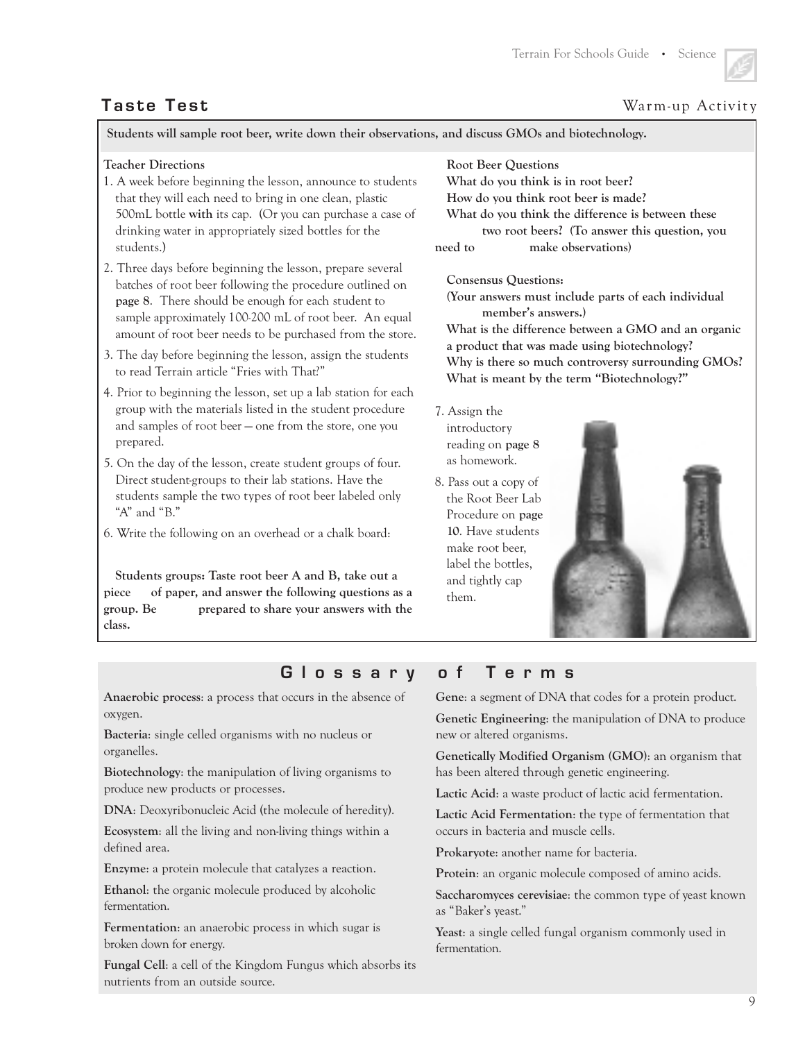## Taste Test

Warm-up Activity

**Students will sample root beer, write down their observations, and discuss GMOs and biotechnology.**

**Teacher Directions**

1. A week before beginning the lesson, announce to students that they will each need to bring in one clean, plastic 500mL bottle **with** its cap. (Or you can purchase a case of drinking water in appropriately sized bottles for the students.)
2. Three days before beginning the lesson, prepare several batches of root beer following the procedure outlined on **page 8**. There should be enough for each student to sample approximately 100-200 mL of root beer. An equal amount of root beer needs to be purchased from the store.
3. The day before beginning the lesson, assign the students to read Terrain article "Fries with That?"
4. Prior to beginning the lesson, set up a lab station for each group with the materials listed in the student procedure and samples of root beer — one from the store, one you prepared.
5. On the day of the lesson, create student groups of four. Direct student-groups to their lab stations. Have the students sample the two types of root beer labeled only "A" and "B."
6. Write the following on an overhead or a chalk board:

**Students groups: Taste root beer A and B, take out a piece of paper, and answer the following questions as a group. Be prepared to share your answers with the class.**

**Root Beer Questions**
**What do you think is in root beer?**
**How do you think root beer is made?**
**What do you think the difference is between these two root beers? (To answer this question, you need to make observations)**

**Consensus Questions:**
**(Your answers must include parts of each individual member's answers.)**
**What is the difference between a GMO and an organic a product that was made using biotechnology?**
**Why is there so much controversy surrounding GMOs?**
**What is meant by the term "Biotechnology?"**

7. Assign the introductory reading on **page 8** as homework.
8. Pass out a copy of the Root Beer Lab Procedure on **page 10**. Have students make root beer, label the bottles, and tightly cap them.

## Glossary of Terms

**Anaerobic process**: a process that occurs in the absence of oxygen.

**Bacteria**: single celled organisms with no nucleus or organelles.

**Biotechnology**: the manipulation of living organisms to produce new products or processes.

**DNA**: Deoxyribonucleic Acid (the molecule of heredity).

**Ecosystem**: all the living and non-living things within a defined area.

**Enzyme**: a protein molecule that catalyzes a reaction.

**Ethanol**: the organic molecule produced by alcoholic fermentation.

**Fermentation**: an anaerobic process in which sugar is broken down for energy.

**Fungal Cell**: a cell of the Kingdom Fungus which absorbs its nutrients from an outside source.

**Gene**: a segment of DNA that codes for a protein product.

**Genetic Engineering**: the manipulation of DNA to produce new or altered organisms.

**Genetically Modified Organism (GMO)**: an organism that has been altered through genetic engineering.

**Lactic Acid**: a waste product of lactic acid fermentation.

**Lactic Acid Fermentation**: the type of fermentation that occurs in bacteria and muscle cells.

**Prokaryote**: another name for bacteria.

**Protein**: an organic molecule composed of amino acids.

**Saccharomyces cerevisiae**: the common type of yeast known as "Baker's yeast."

**Yeast**: a single celled fungal organism commonly used in fermentation.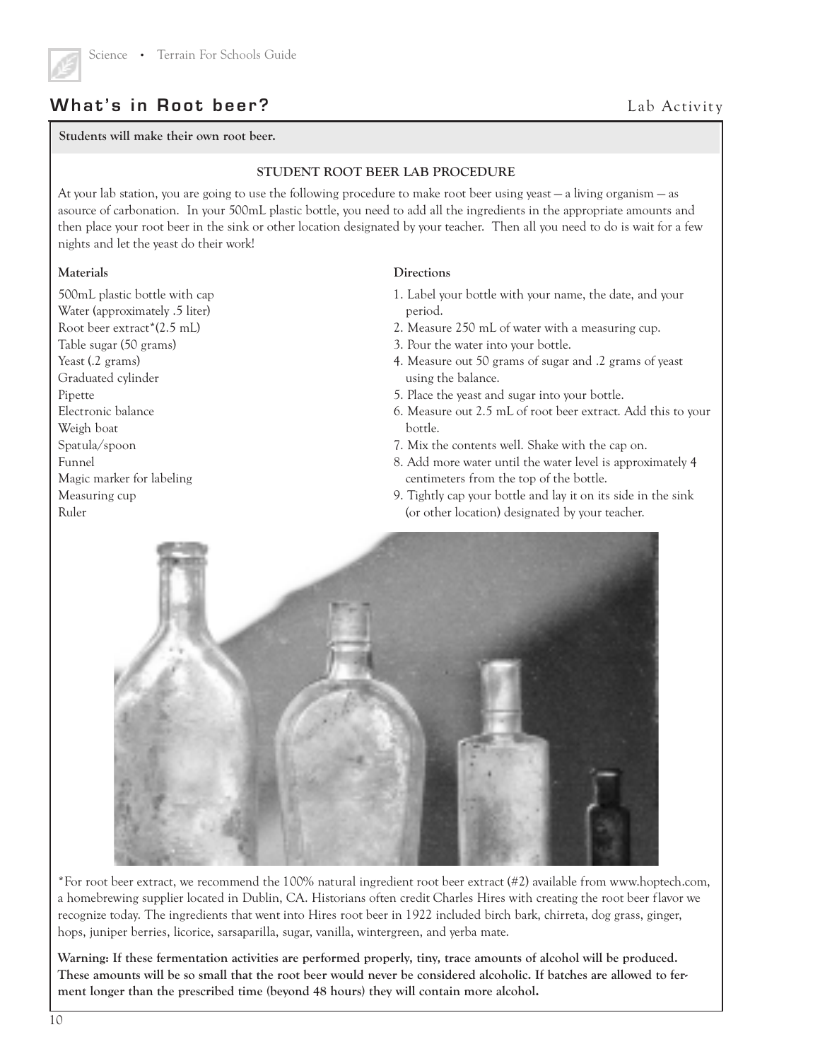## What's in Root beer?

Lab Activity

**Students will make their own root beer.**

**STUDENT ROOT BEER LAB PROCEDURE**

At your lab station, you are going to use the following procedure to make root beer using yeast — a living organism — as asource of carbonation. In your 500mL plastic bottle, you need to add all the ingredients in the appropriate amounts and then place your root beer in the sink or other location designated by your teacher. Then all you need to do is wait for a few nights and let the yeast do their work!

**Materials**

500mL plastic bottle with cap
Water (approximately .5 liter)
Root beer extract*(2.5 mL)
Table sugar (50 grams)
Yeast (.2 grams)
Graduated cylinder
Pipette
Electronic balance
Weigh boat
Spatula/spoon
Funnel
Magic marker for labeling
Measuring cup
Ruler

**Directions**

1. Label your bottle with your name, the date, and your period.
2. Measure 250 mL of water with a measuring cup.
3. Pour the water into your bottle.
4. Measure out 50 grams of sugar and .2 grams of yeast using the balance.
5. Place the yeast and sugar into your bottle.
6. Measure out 2.5 mL of root beer extract. Add this to your bottle.
7. Mix the contents well. Shake with the cap on.
8. Add more water until the water level is approximately 4 centimeters from the top of the bottle.
9. Tightly cap your bottle and lay it on its side in the sink (or other location) designated by your teacher.

*For root beer extract, we recommend the 100% natural ingredient root beer extract (#2) available from www.hoptech.com, a homebrewing supplier located in Dublin, CA. Historians often credit Charles Hires with creating the root beer flavor we recognize today. The ingredients that went into Hires root beer in 1922 included birch bark, chirreta, dog grass, ginger, hops, juniper berries, licorice, sarsaparilla, sugar, vanilla, wintergreen, and yerba mate.

**Warning: If these fermentation activities are performed properly, tiny, trace amounts of alcohol will be produced. These amounts will be so small that the root beer would never be considered alcoholic. If batches are allowed to ferment longer than the prescribed time (beyond 48 hours) they will contain more alcohol.**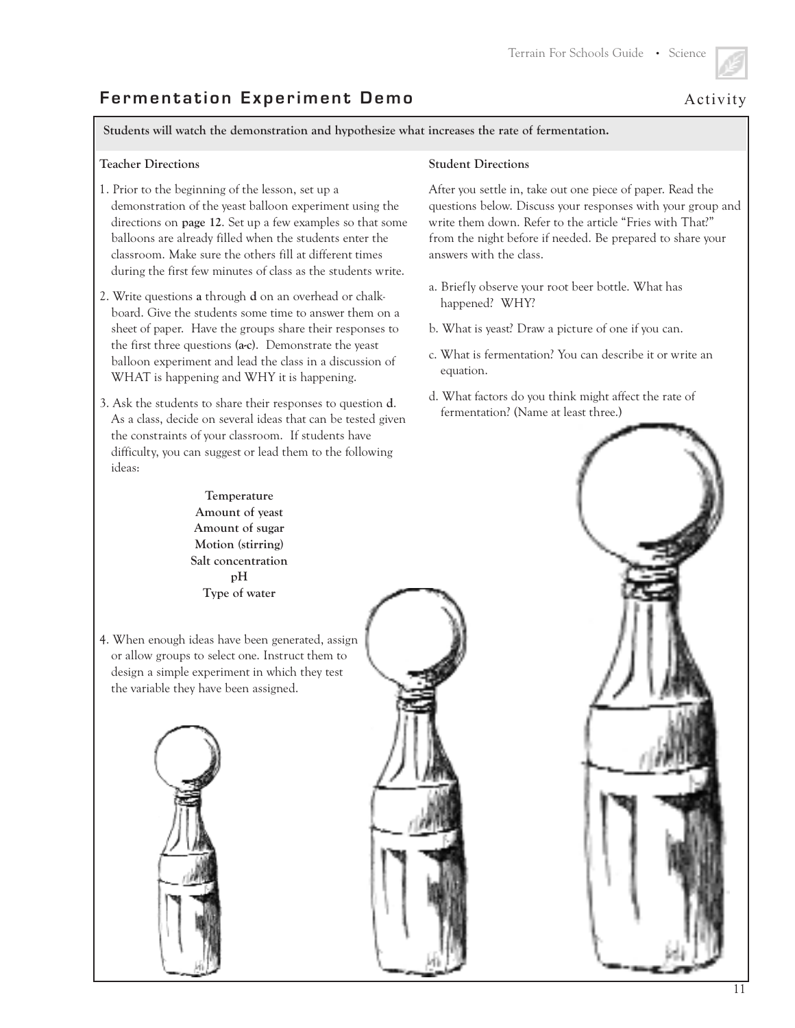## Fermentation Experiment Demo

Activity

**Students will watch the demonstration and hypothesize what increases the rate of fermentation.**

**Teacher Directions**

1. Prior to the beginning of the lesson, set up a demonstration of the yeast balloon experiment using the directions on **page 12**. Set up a few examples so that some balloons are already filled when the students enter the classroom. Make sure the others fill at different times during the first few minutes of class as the students write.
2. Write questions **a** through **d** on an overhead or chalkboard. Give the students some time to answer them on a sheet of paper. Have the groups share their responses to the first three questions **(a-c)**. Demonstrate the yeast balloon experiment and lead the class in a discussion of WHAT is happening and WHY it is happening.
3. Ask the students to share their responses to question **d**. As a class, decide on several ideas that can be tested given the constraints of your classroom. If students have difficulty, you can suggest or lead them to the following ideas:

   **Temperature**
   **Amount of yeast**
   **Amount of sugar**
   **Motion (stirring)**
   **Salt concentration**
   **pH**
   **Type of water**

4. When enough ideas have been generated, assign or allow groups to select one. Instruct them to design a simple experiment in which they test the variable they have been assigned.

**Student Directions**

After you settle in, take out one piece of paper. Read the questions below. Discuss your responses with your group and write them down. Refer to the article "Fries with That?" from the night before if needed. Be prepared to share your answers with the class.

a. Briefly observe your root beer bottle. What has happened? WHY?

b. What is yeast? Draw a picture of one if you can.

c. What is fermentation? You can describe it or write an equation.

d. What factors do you think might affect the rate of fermentation? (Name at least three.)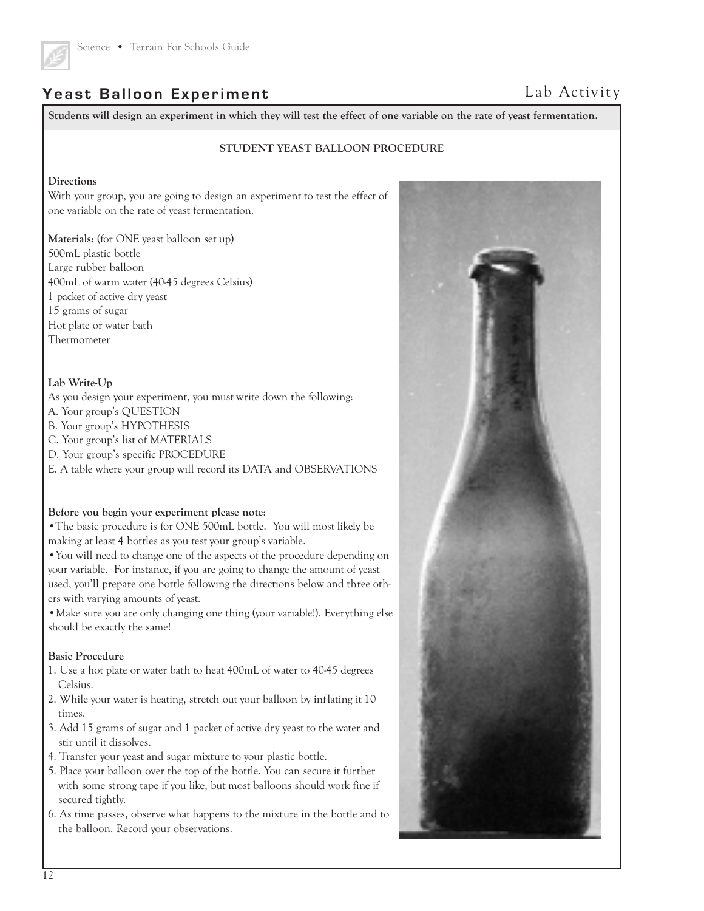## Yeast Balloon Experiment

Lab Activity

**Students will design an experiment in which they will test the effect of one variable on the rate of yeast fermentation.**

**STUDENT YEAST BALLOON PROCEDURE**

**Directions**

With your group, you are going to design an experiment to test the effect of one variable on the rate of yeast fermentation.

**Materials:** (for ONE yeast balloon set up)
500mL plastic bottle
Large rubber balloon
400mL of warm water (40-45 degrees Celsius)
1 packet of active dry yeast
15 grams of sugar
Hot plate or water bath
Thermometer

**Lab Write-Up**

As you design your experiment, you must write down the following:

A. Your group's QUESTION
B. Your group's HYPOTHESIS
C. Your group's list of MATERIALS
D. Your group's specific PROCEDURE
E. A table where your group will record its DATA and OBSERVATIONS

**Before you begin your experiment please note**:

- The basic procedure is for ONE 500mL bottle. You will most likely be making at least 4 bottles as you test your group's variable.
- You will need to change one of the aspects of the procedure depending on your variable. For instance, if you are going to change the amount of yeast used, you'll prepare one bottle following the directions below and three others with varying amounts of yeast.
- Make sure you are only changing one thing (your variable!). Everything else should be exactly the same!

**Basic Procedure**

1. Use a hot plate or water bath to heat 400mL of water to 40-45 degrees Celsius.
2. While your water is heating, stretch out your balloon by inflating it 10 times.
3. Add 15 grams of sugar and 1 packet of active dry yeast to the water and stir until it dissolves.
4. Transfer your yeast and sugar mixture to your plastic bottle.
5. Place your balloon over the top of the bottle. You can secure it further with some strong tape if you like, but most balloons should work fine if secured tightly.
6. As time passes, observe what happens to the mixture in the bottle and to the balloon. Record your observations.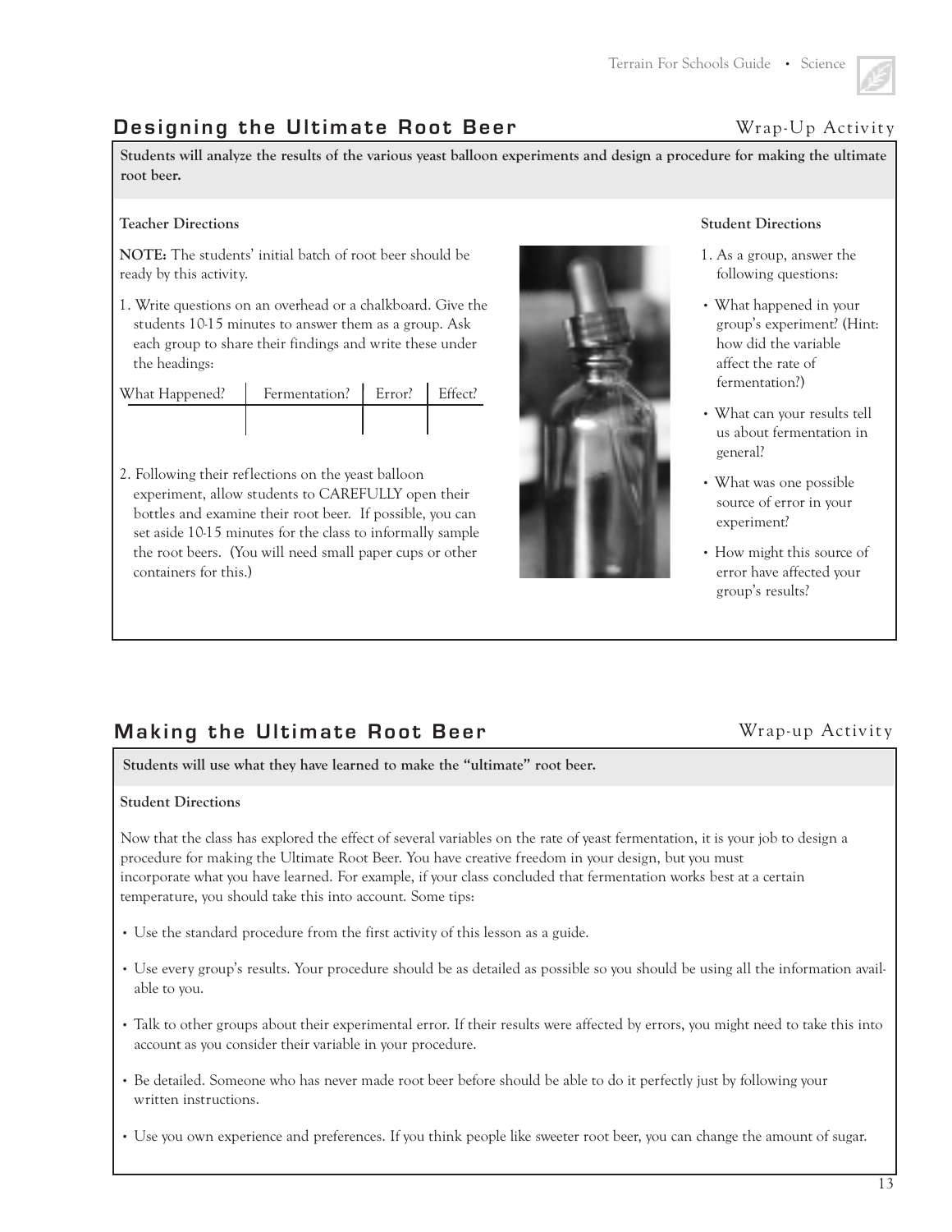## Designing the Ultimate Root Beer

Wrap-Up Activity

**Students will analyze the results of the various yeast balloon experiments and design a procedure for making the ultimate root beer.**

**Teacher Directions**

**NOTE:** The students' initial batch of root beer should be ready by this activity.

1. Write questions on an overhead or a chalkboard. Give the students 10-15 minutes to answer them as a group. Ask each group to share their findings and write these under the headings:

| What Happened? | Fermentation? | Error? | Effect? |
|---|---|---|---|
| | | | |

2. Following their reflections on the yeast balloon experiment, allow students to CAREFULLY open their bottles and examine their root beer. If possible, you can set aside 10-15 minutes for the class to informally sample the root beers. (You will need small paper cups or other containers for this.)

**Student Directions**

1. As a group, answer the following questions:

- What happened in your group's experiment? (Hint: how did the variable affect the rate of fermentation?)
- What can your results tell us about fermentation in general?
- What was one possible source of error in your experiment?
- How might this source of error have affected your group's results?

## Making the Ultimate Root Beer

Wrap-up Activity

**Students will use what they have learned to make the "ultimate" root beer.**

**Student Directions**

Now that the class has explored the effect of several variables on the rate of yeast fermentation, it is your job to design a procedure for making the Ultimate Root Beer. You have creative freedom in your design, but you must incorporate what you have learned. For example, if your class concluded that fermentation works best at a certain temperature, you should take this into account. Some tips:

- Use the standard procedure from the first activity of this lesson as a guide.
- Use every group's results. Your procedure should be as detailed as possible so you should be using all the information available to you.
- Talk to other groups about their experimental error. If their results were affected by errors, you might need to take this into account as you consider their variable in your procedure.
- Be detailed. Someone who has never made root beer before should be able to do it perfectly just by following your written instructions.
- Use you own experience and preferences. If you think people like sweeter root beer, you can change the amount of sugar.